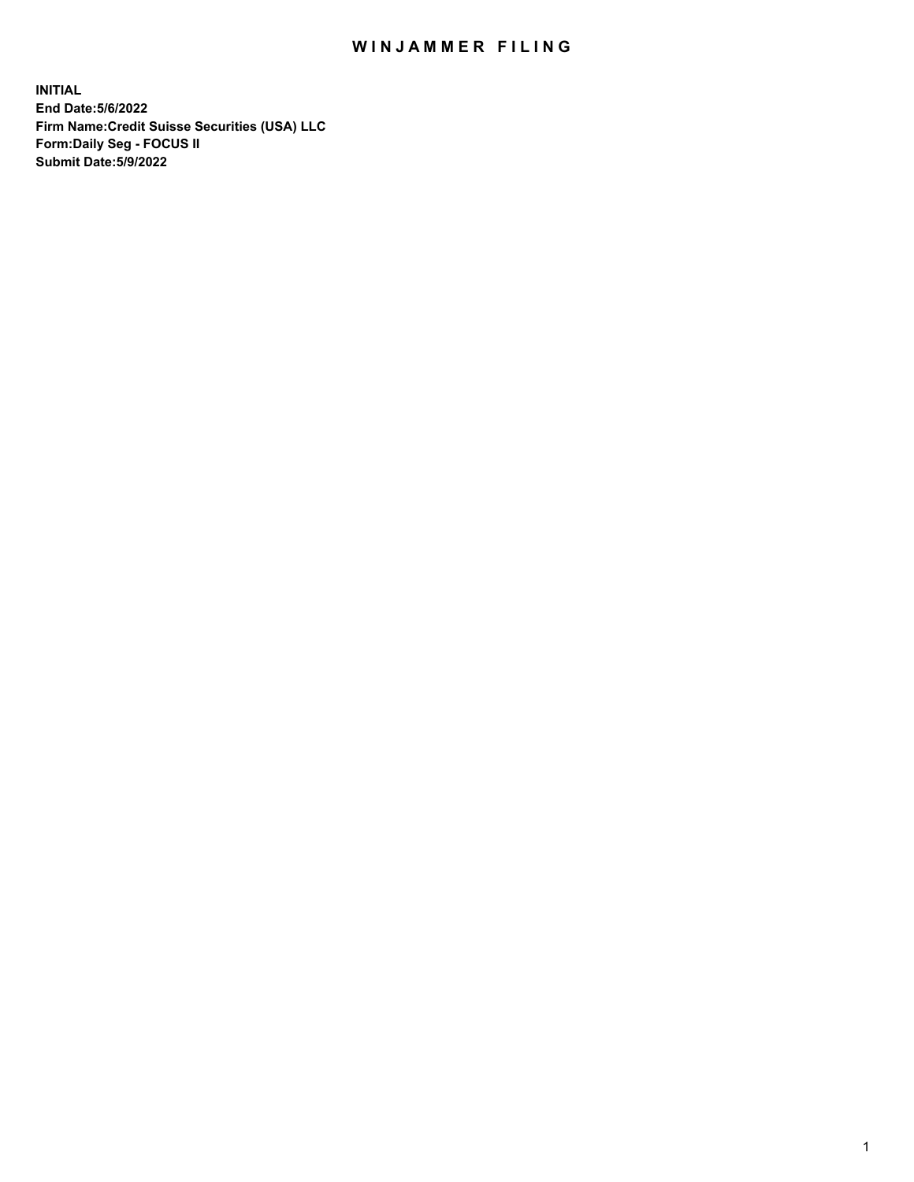# WINJAMMER FILING

**INITIAL**
**End Date:5/6/2022**
**Firm Name:Credit Suisse Securities (USA) LLC**
**Form:Daily Seg - FOCUS II**
**Submit Date:5/9/2022**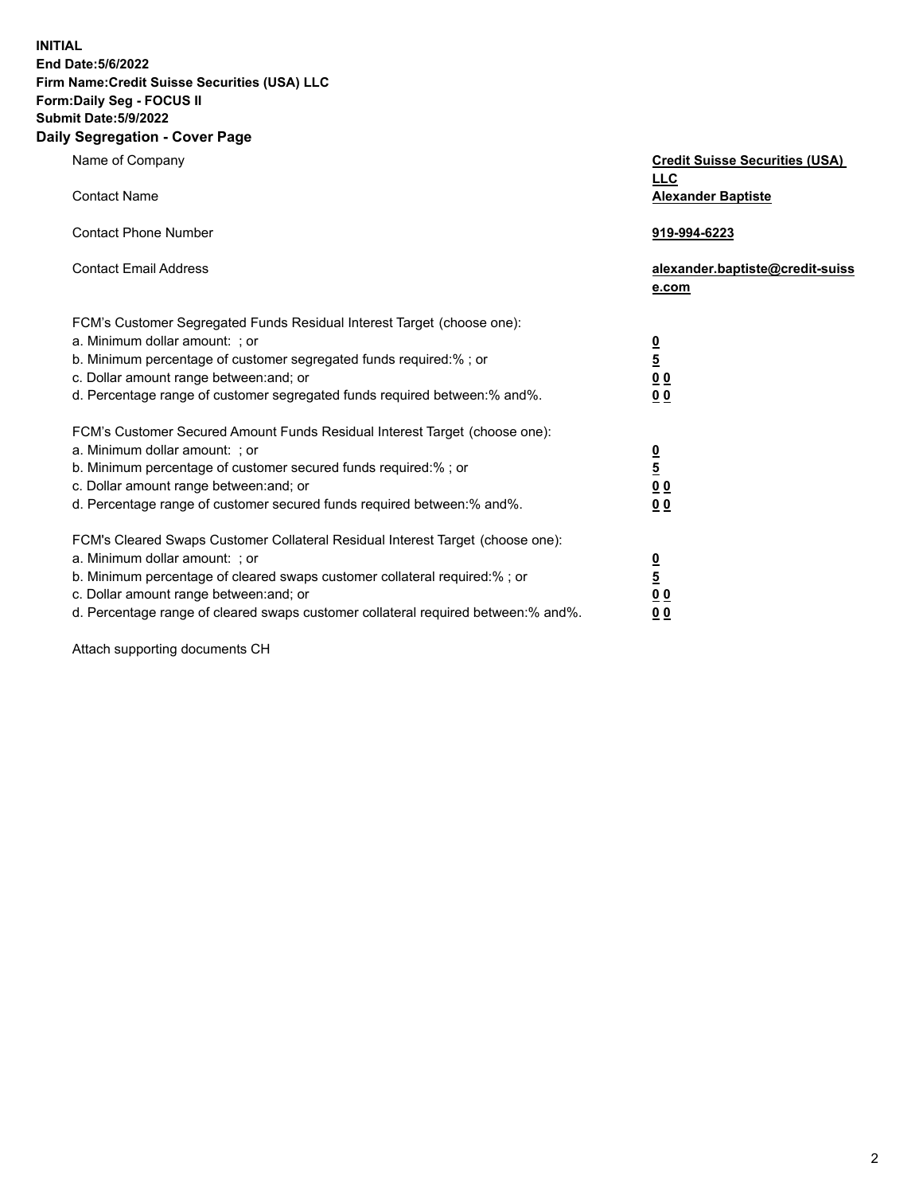**INITIAL**
**End Date:5/6/2022**
**Firm Name:Credit Suisse Securities (USA) LLC**
**Form:Daily Seg - FOCUS II**
**Submit Date:5/9/2022**

## Daily Segregation - Cover Page

| | |
|---|---|
| Name of Company | **Credit Suisse Securities (USA) LLC** |
| Contact Name | **Alexander Baptiste** |
| Contact Phone Number | **919-994-6223** |
| Contact Email Address | **alexander.baptiste@credit-suisse.com** |

FCM's Customer Segregated Funds Residual Interest Target (choose one):

| | |
|---|---|
| a. Minimum dollar amount: ; or | **0** |
| b. Minimum percentage of customer segregated funds required:% ; or | **5** |
| c. Dollar amount range between:and; or | **0 0** |
| d. Percentage range of customer segregated funds required between:% and%. | **0 0** |

FCM's Customer Secured Amount Funds Residual Interest Target (choose one):

| | |
|---|---|
| a. Minimum dollar amount: ; or | **0** |
| b. Minimum percentage of customer secured funds required:% ; or | **5** |
| c. Dollar amount range between:and; or | **0 0** |
| d. Percentage range of customer secured funds required between:% and%. | **0 0** |

FCM's Cleared Swaps Customer Collateral Residual Interest Target (choose one):

| | |
|---|---|
| a. Minimum dollar amount: ; or | **0** |
| b. Minimum percentage of cleared swaps customer collateral required:% ; or | **5** |
| c. Dollar amount range between:and; or | **0 0** |
| d. Percentage range of cleared swaps customer collateral required between:% and%. | **0 0** |

Attach supporting documents CH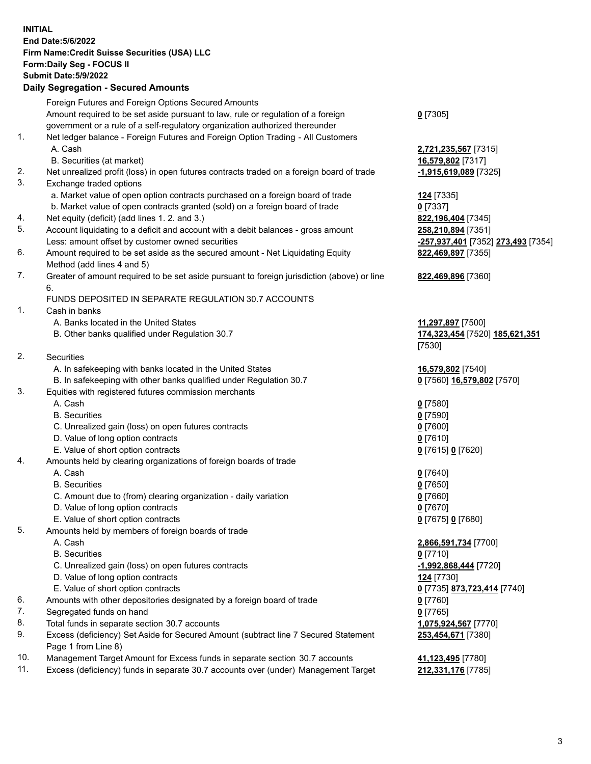**INITIAL**
**End Date:5/6/2022**
**Firm Name:Credit Suisse Securities (USA) LLC**
**Form:Daily Seg - FOCUS II**
**Submit Date:5/9/2022**

## Daily Segregation - Secured Amounts

| | | |
|---|---|---|
| | Foreign Futures and Foreign Options Secured Amounts | |
| | Amount required to be set aside pursuant to law, rule or regulation of a foreign government or a rule of a self-regulatory organization authorized thereunder | **0** [7305] |
| 1. | Net ledger balance - Foreign Futures and Foreign Option Trading - All Customers | |
| | A. Cash | **2,721,235,567** [7315] |
| | B. Securities (at market) | **16,579,802** [7317] |
| 2. | Net unrealized profit (loss) in open futures contracts traded on a foreign board of trade | **-1,915,619,089** [7325] |
| 3. | Exchange traded options | |
| | a. Market value of open option contracts purchased on a foreign board of trade | **124** [7335] |
| | b. Market value of open contracts granted (sold) on a foreign board of trade | **0** [7337] |
| 4. | Net equity (deficit) (add lines 1. 2. and 3.) | **822,196,404** [7345] |
| 5. | Account liquidating to a deficit and account with a debit balances - gross amount | **258,210,894** [7351] |
| | Less: amount offset by customer owned securities | **-257,937,401** [7352] **273,493** [7354] |
| 6. | Amount required to be set aside as the secured amount - Net Liquidating Equity Method (add lines 4 and 5) | **822,469,897** [7355] |
| 7. | Greater of amount required to be set aside pursuant to foreign jurisdiction (above) or line 6. | **822,469,896** [7360] |
| | FUNDS DEPOSITED IN SEPARATE REGULATION 30.7 ACCOUNTS | |
| 1. | Cash in banks | |
| | A. Banks located in the United States | **11,297,897** [7500] |
| | B. Other banks qualified under Regulation 30.7 | **174,323,454** [7520] **185,621,351** [7530] |
| 2. | Securities | |
| | A. In safekeeping with banks located in the United States | **16,579,802** [7540] |
| | B. In safekeeping with other banks qualified under Regulation 30.7 | **0** [7560] **16,579,802** [7570] |
| 3. | Equities with registered futures commission merchants | |
| | A. Cash | **0** [7580] |
| | B. Securities | **0** [7590] |
| | C. Unrealized gain (loss) on open futures contracts | **0** [7600] |
| | D. Value of long option contracts | **0** [7610] |
| | E. Value of short option contracts | **0** [7615] **0** [7620] |
| 4. | Amounts held by clearing organizations of foreign boards of trade | |
| | A. Cash | **0** [7640] |
| | B. Securities | **0** [7650] |
| | C. Amount due to (from) clearing organization - daily variation | **0** [7660] |
| | D. Value of long option contracts | **0** [7670] |
| | E. Value of short option contracts | **0** [7675] **0** [7680] |
| 5. | Amounts held by members of foreign boards of trade | |
| | A. Cash | **2,866,591,734** [7700] |
| | B. Securities | **0** [7710] |
| | C. Unrealized gain (loss) on open futures contracts | **-1,992,868,444** [7720] |
| | D. Value of long option contracts | **124** [7730] |
| | E. Value of short option contracts | **0** [7735] **873,723,414** [7740] |
| 6. | Amounts with other depositories designated by a foreign board of trade | **0** [7760] |
| 7. | Segregated funds on hand | **0** [7765] |
| 8. | Total funds in separate section 30.7 accounts | **1,075,924,567** [7770] |
| 9. | Excess (deficiency) Set Aside for Secured Amount (subtract line 7 Secured Statement Page 1 from Line 8) | **253,454,671** [7380] |
| 10. | Management Target Amount for Excess funds in separate section 30.7 accounts | **41,123,495** [7780] |
| 11. | Excess (deficiency) funds in separate 30.7 accounts over (under) Management Target | **212,331,176** [7785] |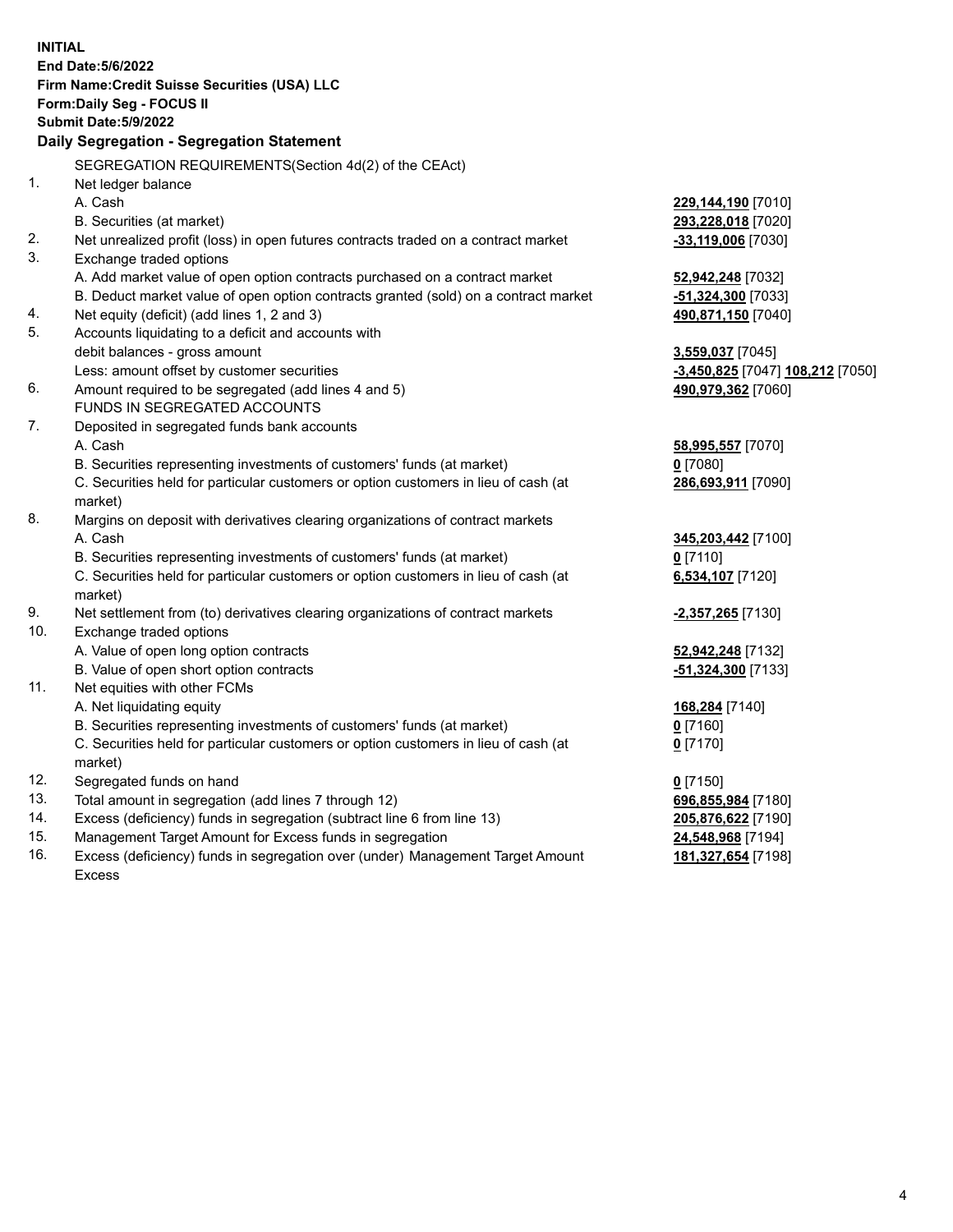**INITIAL**
**End Date:5/6/2022**
**Firm Name:Credit Suisse Securities (USA) LLC**
**Form:Daily Seg - FOCUS II**
**Submit Date:5/9/2022**

**Daily Segregation - Segregation Statement**

| | | |
|---|---|---|
| | SEGREGATION REQUIREMENTS(Section 4d(2) of the CEAct) | |
| 1. | Net ledger balance | |
| | A. Cash | **229,144,190** [7010] |
| | B. Securities (at market) | **293,228,018** [7020] |
| 2. | Net unrealized profit (loss) in open futures contracts traded on a contract market | **-33,119,006** [7030] |
| 3. | Exchange traded options | |
| | A. Add market value of open option contracts purchased on a contract market | **52,942,248** [7032] |
| | B. Deduct market value of open option contracts granted (sold) on a contract market | **-51,324,300** [7033] |
| 4. | Net equity (deficit) (add lines 1, 2 and 3) | **490,871,150** [7040] |
| 5. | Accounts liquidating to a deficit and accounts with debit balances - gross amount | **3,559,037** [7045] |
| | Less: amount offset by customer securities | **-3,450,825** [7047] **108,212** [7050] |
| 6. | Amount required to be segregated (add lines 4 and 5) | **490,979,362** [7060] |
| | FUNDS IN SEGREGATED ACCOUNTS | |
| 7. | Deposited in segregated funds bank accounts | |
| | A. Cash | **58,995,557** [7070] |
| | B. Securities representing investments of customers' funds (at market) | **0** [7080] |
| | C. Securities held for particular customers or option customers in lieu of cash (at market) | **286,693,911** [7090] |
| 8. | Margins on deposit with derivatives clearing organizations of contract markets | |
| | A. Cash | **345,203,442** [7100] |
| | B. Securities representing investments of customers' funds (at market) | **0** [7110] |
| | C. Securities held for particular customers or option customers in lieu of cash (at market) | **6,534,107** [7120] |
| 9. | Net settlement from (to) derivatives clearing organizations of contract markets | **-2,357,265** [7130] |
| 10. | Exchange traded options | |
| | A. Value of open long option contracts | **52,942,248** [7132] |
| | B. Value of open short option contracts | **-51,324,300** [7133] |
| 11. | Net equities with other FCMs | |
| | A. Net liquidating equity | **168,284** [7140] |
| | B. Securities representing investments of customers' funds (at market) | **0** [7160] |
| | C. Securities held for particular customers or option customers in lieu of cash (at market) | **0** [7170] |
| 12. | Segregated funds on hand | **0** [7150] |
| 13. | Total amount in segregation (add lines 7 through 12) | **696,855,984** [7180] |
| 14. | Excess (deficiency) funds in segregation (subtract line 6 from line 13) | **205,876,622** [7190] |
| 15. | Management Target Amount for Excess funds in segregation | **24,548,968** [7194] |
| 16. | Excess (deficiency) funds in segregation over (under) Management Target Amount Excess | **181,327,654** [7198] |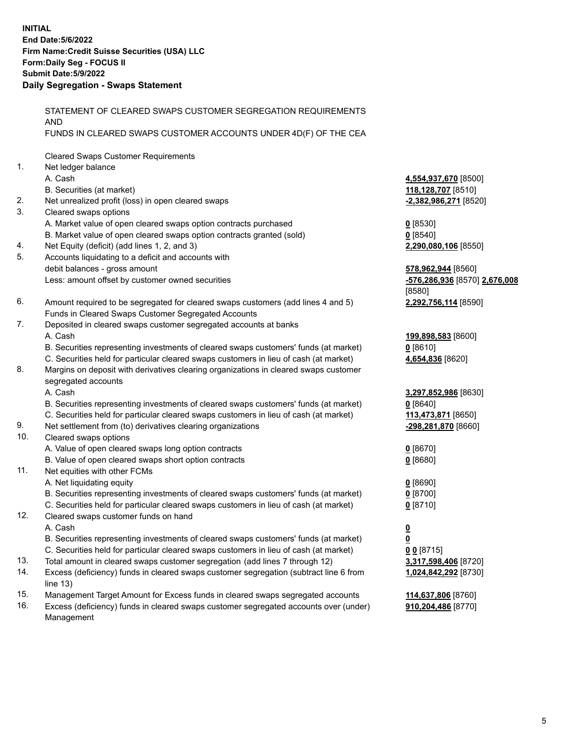**INITIAL**
**End Date:5/6/2022**
**Firm Name:Credit Suisse Securities (USA) LLC**
**Form:Daily Seg - FOCUS II**
**Submit Date:5/9/2022**
**Daily Segregation - Swaps Statement**

STATEMENT OF CLEARED SWAPS CUSTOMER SEGREGATION REQUIREMENTS AND
FUNDS IN CLEARED SWAPS CUSTOMER ACCOUNTS UNDER 4D(F) OF THE CEA

| | | |
|---|---|---|
| | Cleared Swaps Customer Requirements | |
| 1. | Net ledger balance | |
| | A. Cash | **4,554,937,670** [8500] |
| | B. Securities (at market) | **118,128,707** [8510] |
| 2. | Net unrealized profit (loss) in open cleared swaps | **-2,382,986,271** [8520] |
| 3. | Cleared swaps options | |
| | A. Market value of open cleared swaps option contracts purchased | **0** [8530] |
| | B. Market value of open cleared swaps option contracts granted (sold) | **0** [8540] |
| 4. | Net Equity (deficit) (add lines 1, 2, and 3) | **2,290,080,106** [8550] |
| 5. | Accounts liquidating to a deficit and accounts with debit balances - gross amount | **578,962,944** [8560] |
| | Less: amount offset by customer owned securities | **-576,286,936** [8570] **2,676,008** [8580] |
| 6. | Amount required to be segregated for cleared swaps customers (add lines 4 and 5) | **2,292,756,114** [8590] |
| | Funds in Cleared Swaps Customer Segregated Accounts | |
| 7. | Deposited in cleared swaps customer segregated accounts at banks | |
| | A. Cash | **199,898,583** [8600] |
| | B. Securities representing investments of cleared swaps customers' funds (at market) | **0** [8610] |
| | C. Securities held for particular cleared swaps customers in lieu of cash (at market) | **4,654,836** [8620] |
| 8. | Margins on deposit with derivatives clearing organizations in cleared swaps customer segregated accounts | |
| | A. Cash | **3,297,852,986** [8630] |
| | B. Securities representing investments of cleared swaps customers' funds (at market) | **0** [8640] |
| | C. Securities held for particular cleared swaps customers in lieu of cash (at market) | **113,473,871** [8650] |
| 9. | Net settlement from (to) derivatives clearing organizations | **-298,281,870** [8660] |
| 10. | Cleared swaps options | |
| | A. Value of open cleared swaps long option contracts | **0** [8670] |
| | B. Value of open cleared swaps short option contracts | **0** [8680] |
| 11. | Net equities with other FCMs | |
| | A. Net liquidating equity | **0** [8690] |
| | B. Securities representing investments of cleared swaps customers' funds (at market) | **0** [8700] |
| | C. Securities held for particular cleared swaps customers in lieu of cash (at market) | **0** [8710] |
| 12. | Cleared swaps customer funds on hand | |
| | A. Cash | **0** |
| | B. Securities representing investments of cleared swaps customers' funds (at market) | **0** |
| | C. Securities held for particular cleared swaps customers in lieu of cash (at market) | **0** **0** [8715] |
| 13. | Total amount in cleared swaps customer segregation (add lines 7 through 12) | **3,317,598,406** [8720] |
| 14. | Excess (deficiency) funds in cleared swaps customer segregation (subtract line 6 from line 13) | **1,024,842,292** [8730] |
| 15. | Management Target Amount for Excess funds in cleared swaps segregated accounts | **114,637,806** [8760] |
| 16. | Excess (deficiency) funds in cleared swaps customer segregated accounts over (under) Management | **910,204,486** [8770] |